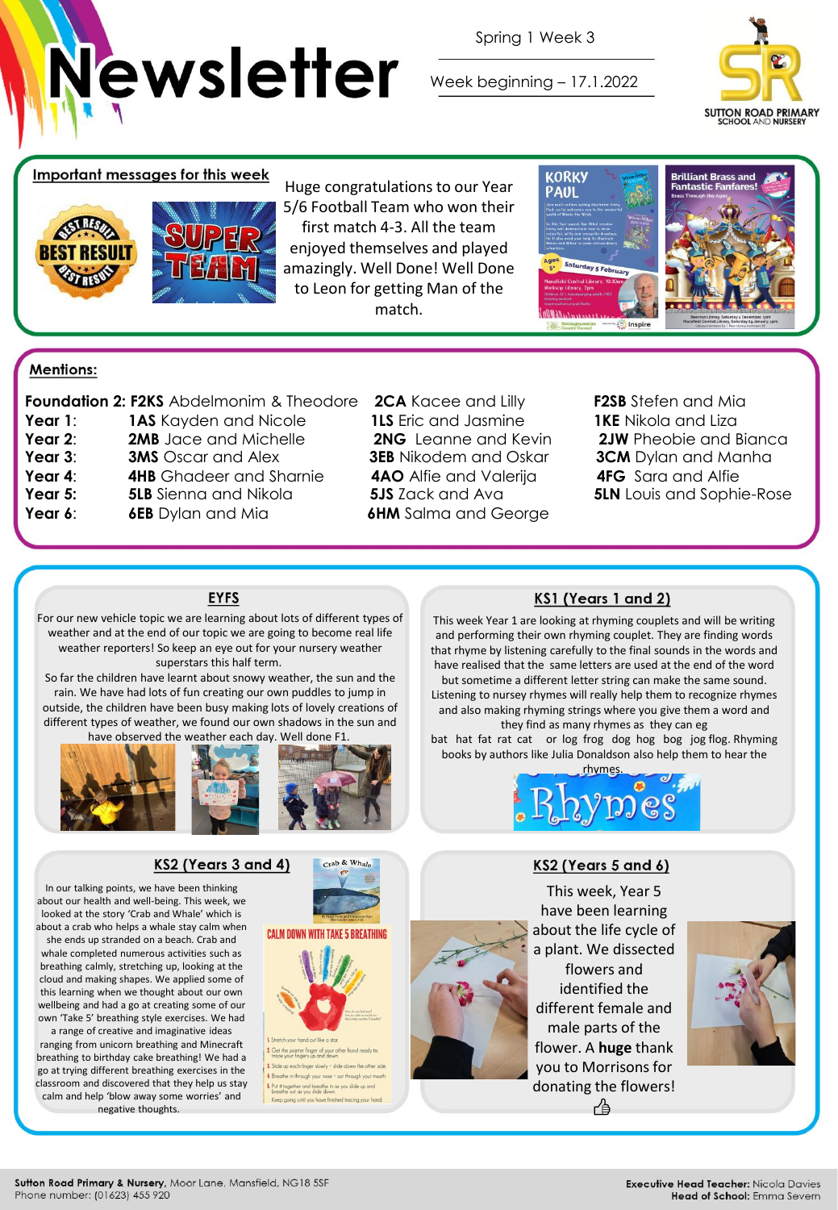# Newsletter

Spring 1 Week 3

Week beginning – 17.1.2022

SUTTON ROAD PRIMARY SCHOOL AND NURSERY

## Important messages for this week

Huge congratulations to our Year 5/6 Football Team who won their first match 4-3. All the team enjoyed themselves and played amazingly. Well Done! Well Done to Leon for getting Man of the match.

## Mentions:

| | | | |
|---|---|---|---|
| **Foundation 2:** | **F2KS** Abdelmonim & Theodore | **2CA** Kacee and Lilly | **F2SB** Stefen and Mia |
| **Year 1:** | **1AS** Kayden and Nicole | **1LS** Eric and Jasmine | **1KE** Nikola and Liza |
| **Year 2:** | **2MB** Jace and Michelle | **2NG** Leanne and Kevin | **2JW** Pheobie and Bianca |
| **Year 3:** | **3MS** Oscar and Alex | **3EB** Nikodem and Oskar | **3CM** Dylan and Manha |
| **Year 4:** | **4HB** Ghadeer and Sharnie | **4AO** Alfie and Valerija | **4FG** Sara and Alfie |
| **Year 5:** | **5LB** Sienna and Nikola | **5JS** Zack and Ava | **5LN** Louis and Sophie-Rose |
| **Year 6:** | **6EB** Dylan and Mia | **6HM** Salma and George | |

## EYFS

For our new vehicle topic we are learning about lots of different types of weather and at the end of our topic we are going to become real life weather reporters! So keep an eye out for your nursery weather superstars this half term.

So far the children have learnt about snowy weather, the sun and the rain. We have had lots of fun creating our own puddles to jump in outside, the children have been busy making lots of lovely creations of different types of weather, we found our own shadows in the sun and have observed the weather each day. Well done F1.

## KS1 (Years 1 and 2)

This week Year 1 are looking at rhyming couplets and will be writing and performing their own rhyming couplet. They are finding words that rhyme by listening carefully to the final sounds in the words and have realised that the same letters are used at the end of the word but sometime a different letter string can make the same sound. Listening to nursey rhymes will really help them to recognize rhymes and also making rhyming strings where you give them a word and they find as many rhymes as they can eg

bat hat fat rat cat or log frog dog hog bog jog flog. Rhyming books by authors like Julia Donaldson also help them to hear the rhymes.

## KS2 (Years 3 and 4)

In our talking points, we have been thinking about our health and well-being. This week, we looked at the story 'Crab and Whale' which is about a crab who helps a whale stay calm when she ends up stranded on a beach. Crab and whale completed numerous activities such as breathing calmly, stretching up, looking at the cloud and making shapes. We applied some of this learning when we thought about our own wellbeing and had a go at creating some of our own 'Take 5' breathing style exercises. We had a range of creative and imaginative ideas ranging from unicorn breathing and Minecraft breathing to birthday cake breathing! We had a go at trying different breathing exercises in the classroom and discovered that they help us stay calm and help 'blow away some worries' and negative thoughts.

## KS2 (Years 5 and 6)

This week, Year 5 have been learning about the life cycle of a plant. We dissected flowers and identified the different female and male parts of the flower. A **huge** thank you to Morrisons for donating the flowers! 👍

**Sutton Road Primary & Nursery**, Moor Lane, Mansfield, NG18 5SF
Phone number: (01623) 455 920

**Executive Head Teacher:** Nicola Davies
**Head of School:** Emma Severn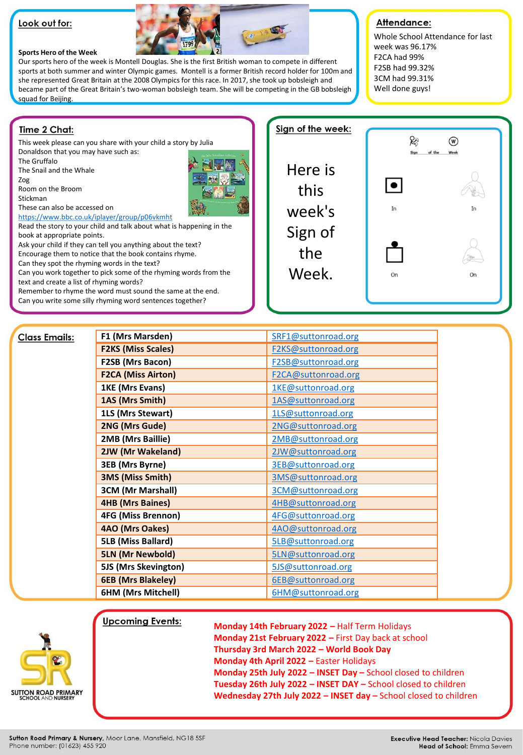## Look out for:

**Sports Hero of the Week**

Our sports hero of the week is Montell Douglas. She is the first British woman to compete in different sports at both summer and winter Olympic games. Montell is a former British record holder for 100m and she represented Great Britain at the 2008 Olympics for this race. In 2017, she took up bobsleigh and became part of the Great Britain's two-woman bobsleigh team. She will be competing in the GB bobsleigh squad for Beijing.

## Attendance:

Whole School Attendance for last week was 96.17%
F2CA had 99%
F2SB had 99.32%
3CM had 99.31%
Well done guys!

## Time 2 Chat:

This week please can you share with your child a story by Julia Donaldson that you may have such as:
The Gruffalo
The Snail and the Whale
Zog
Room on the Broom
Stickman
These can also be accessed on
https://www.bbc.co.uk/iplayer/group/p06vkmht
Read the story to your child and talk about what is happening in the book at appropriate points.
Ask your child if they can tell you anything about the text?
Encourage them to notice that the book contains rhyme.
Can they spot the rhyming words in the text?
Can you work together to pick some of the rhyming words from the text and create a list of rhyming words?
Remember to rhyme the word must sound the same at the end.
Can you write some silly rhyming word sentences together?

## Sign of the week:

Here is this week's Sign of the Week.

Sign of the Week

In In

On On

## Class Emails:

| | |
|---|---|
| **F1 (Mrs Marsden)** | SRF1@suttonroad.org |
| **F2KS (Miss Scales)** | F2KS@suttonroad.org |
| **F2SB (Mrs Bacon)** | F2SB@suttonroad.org |
| **F2CA (Miss Airton)** | F2CA@suttonroad.org |
| **1KE (Mrs Evans)** | 1KE@suttonroad.org |
| **1AS (Mrs Smith)** | 1AS@suttonroad.org |
| **1LS (Mrs Stewart)** | 1LS@suttonroad.org |
| **2NG (Mrs Gude)** | 2NG@suttonroad.org |
| **2MB (Mrs Baillie)** | 2MB@suttonroad.org |
| **2JW (Mr Wakeland)** | 2JW@suttonroad.org |
| **3EB (Mrs Byrne)** | 3EB@suttonroad.org |
| **3MS (Miss Smith)** | 3MS@suttonroad.org |
| **3CM (Mr Marshall)** | 3CM@suttonroad.org |
| **4HB (Mrs Baines)** | 4HB@suttonroad.org |
| **4FG (Miss Brennon)** | 4FG@suttonroad.org |
| **4AO (Mrs Oakes)** | 4AO@suttonroad.org |
| **5LB (Miss Ballard)** | 5LB@suttonroad.org |
| **5LN (Mr Newbold)** | 5LN@suttonroad.org |
| **5JS (Mrs Skevington)** | 5JS@suttonroad.org |
| **6EB (Mrs Blakeley)** | 6EB@suttonroad.org |
| **6HM (Mrs Mitchell)** | 6HM@suttonroad.org |

## Upcoming Events:

**Monday 14th February 2022 –** Half Term Holidays
**Monday 21st February 2022 –** First Day back at school
**Thursday 3rd March 2022 – World Book Day**
**Monday 4th April 2022 –** Easter Holidays
**Monday 25th July 2022 – INSET Day –** School closed to children
**Tuesday 26th July 2022 – INSET DAY –** School closed to children
**Wednesday 27th July 2022 – INSET day –** School closed to children

SUTTON ROAD PRIMARY SCHOOL AND NURSERY

**Sutton Road Primary & Nursery**, Moor Lane, Mansfield, NG18 5SF
Phone number: (01623) 455 920

**Executive Head Teacher:** Nicola Davies
**Head of School:** Emma Severn